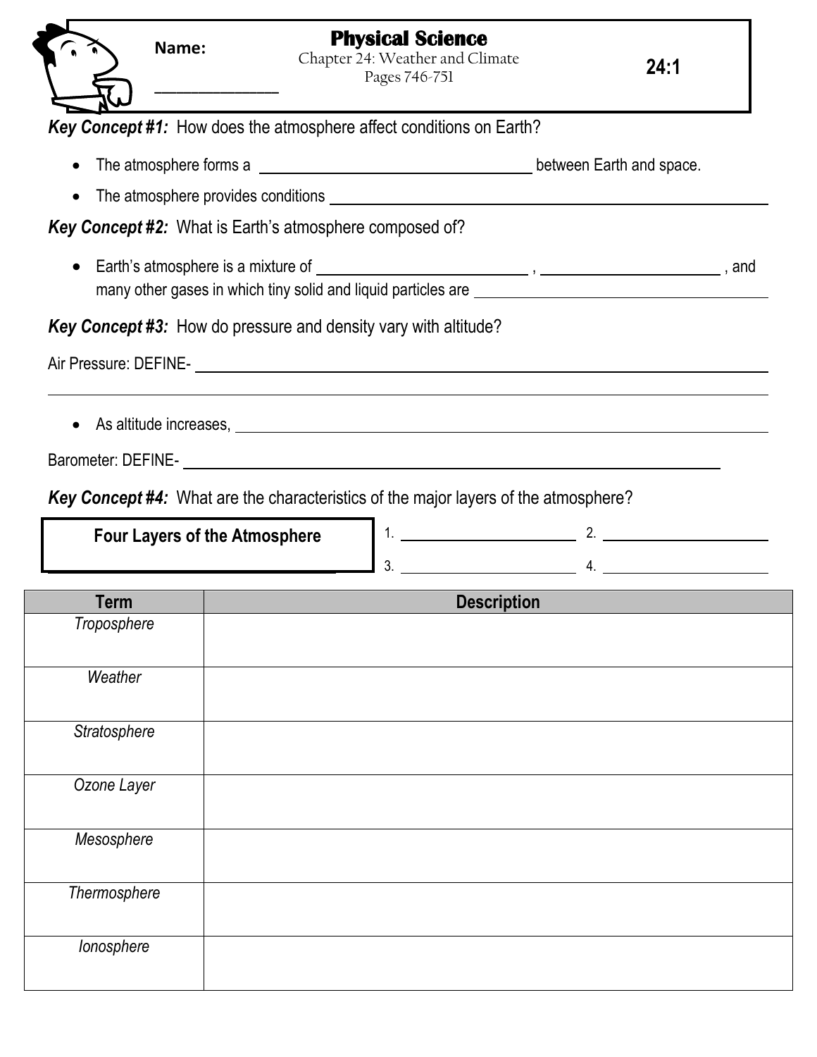Name: ______________

# Physical Science

Chapter 24: Weather and Climate
Pages 746-751

**24:1**

***Key Concept #1:*** How does the atmosphere affect conditions on Earth?

- The atmosphere forms a ______________________________ between Earth and space.
- The atmosphere provides conditions ____________________________________________

***Key Concept #2:*** What is Earth's atmosphere composed of?

- Earth's atmosphere is a mixture of ____________________ , __________________ , and many other gases in which tiny solid and liquid particles are ______________________________

***Key Concept #3:*** How do pressure and density vary with altitude?

Air Pressure: DEFINE- ____________________________________________________________

______________________________________________________________________________

- As altitude increases, ____________________________________________________

Barometer: DEFINE- ______________________________________________________

***Key Concept #4:*** What are the characteristics of the major layers of the atmosphere?

**Four Layers of the Atmosphere**

1. ____________________ 2. ____________________
3. ____________________ 4. ____________________

| Term | Description |
|---|---|
| *Troposphere* | |
| *Weather* | |
| *Stratosphere* | |
| *Ozone Layer* | |
| *Mesosphere* | |
| *Thermosphere* | |
| *Ionosphere* | |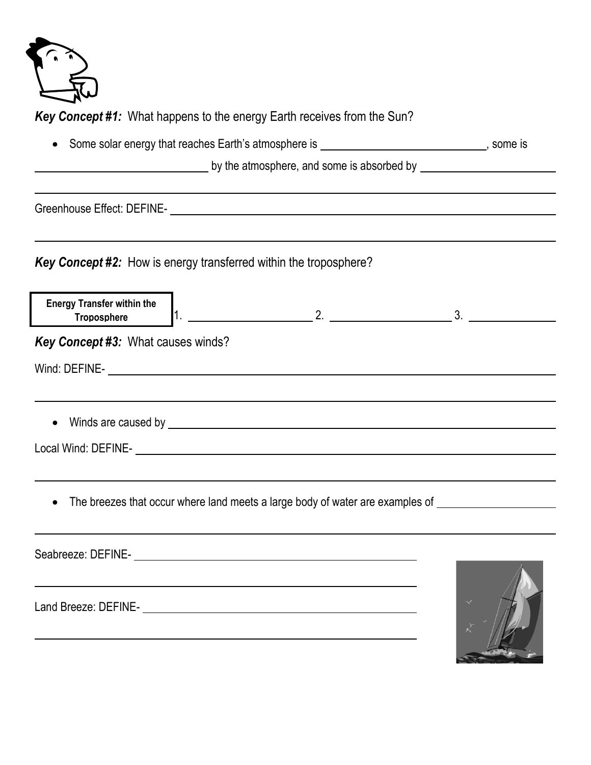***Key Concept #1:*** What happens to the energy Earth receives from the Sun?

- Some solar energy that reaches Earth's atmosphere is ____________________, some is ____________________ by the atmosphere, and some is absorbed by ____________________

____________________________________________________________

Greenhouse Effect: DEFINE- ____________________________________________________________

____________________________________________________________

***Key Concept #2:*** How is energy transferred within the troposphere?

| **Energy Transfer within the Troposphere** | 1. ____________________ | 2. ____________________ | 3. ____________________ |
| --- | --- | --- | --- |

***Key Concept #3:*** What causes winds?

Wind: DEFINE- ____________________________________________________________

____________________________________________________________

- Winds are caused by ____________________________________________________________

Local Wind: DEFINE- ____________________________________________________________

____________________________________________________________

- The breezes that occur where land meets a large body of water are examples of ____________________

____________________________________________________________

Seabreeze: DEFINE- ____________________________________________

____________________________________________

Land Breeze: DEFINE- ____________________________________________

____________________________________________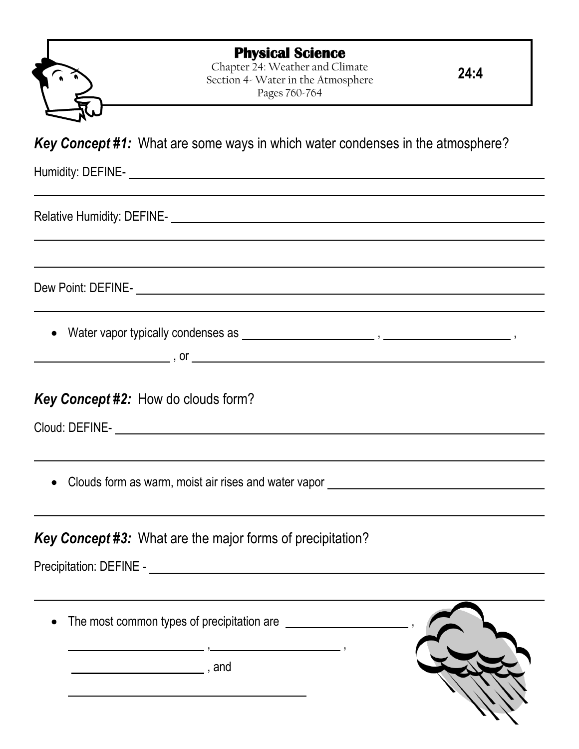**Physical Science**
Chapter 24: Weather and Climate
Section 4- Water in the Atmosphere
Pages 760-764

**24:4**

***Key Concept #1:*** What are some ways in which water condenses in the atmosphere?

Humidity: DEFINE- ____________________________________________________________

______________________________________________________________________

Relative Humidity: DEFINE- ______________________________________________________

______________________________________________________________________

______________________________________________________________________

Dew Point: DEFINE- ___________________________________________________________

______________________________________________________________________

- Water vapor typically condenses as ____________________ , ____________________ , ____________________ , or ____________________________________________

***Key Concept #2:*** How do clouds form?

Cloud: DEFINE- ______________________________________________________________

______________________________________________________________________

- Clouds form as warm, moist air rises and water vapor ______________________________

______________________________________________________________________

***Key Concept #3:*** What are the major forms of precipitation?

Precipitation: DEFINE - ________________________________________________________

______________________________________________________________________

- The most common types of precipitation are ____________________ , ____________________ , ____________________ , ____________________ , and ____________________________________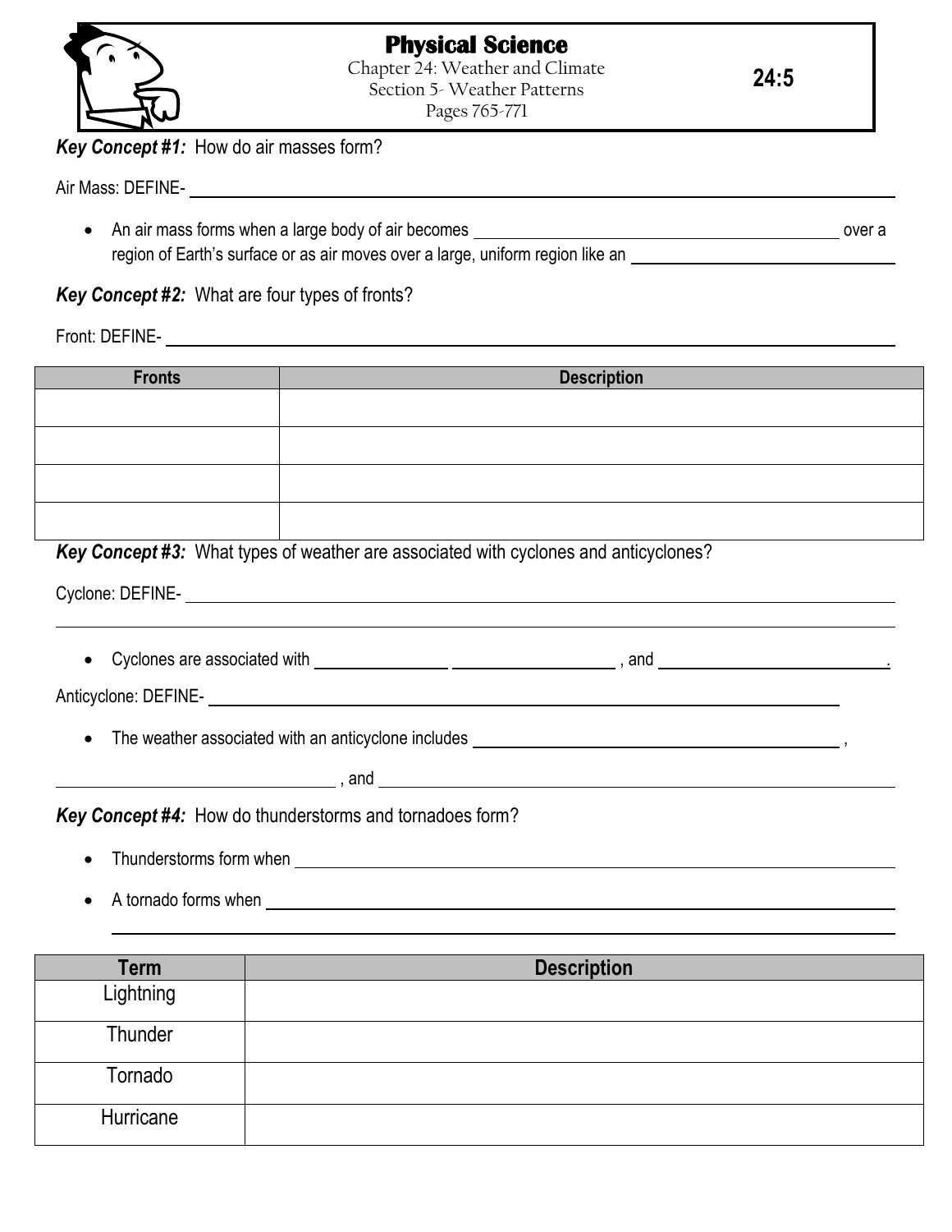# Physical Science

Chapter 24: Weather and Climate
Section 5- Weather Patterns
Pages 765-771

**24:5**

***Key Concept #1:*** How do air masses form?

Air Mass: DEFINE- ______________________________________________________________

- An air mass forms when a large body of air becomes ______________________ over a region of Earth's surface or as air moves over a large, uniform region like an ______________________

***Key Concept #2:*** What are four types of fronts?

Front: DEFINE- ______________________________________________________________

| Fronts | Description |
| --- | --- |
| | |
| | |
| | |
| | |

***Key Concept #3:*** What types of weather are associated with cyclones and anticyclones?

Cyclone: DEFINE- ______________________________________________________________

______________________________________________________________

- Cyclones are associated with ______________ ______________ , and ______________.

Anticyclone: DEFINE- ______________________________________________________________

- The weather associated with an anticyclone includes ______________________ ,

______________________ , and ______________________

***Key Concept #4:*** How do thunderstorms and tornadoes form?

- Thunderstorms form when ______________________________________________________________
- A tornado forms when ______________________________________________________________

______________________________________________________________

| Term | Description |
| --- | --- |
| Lightning | |
| Thunder | |
| Tornado | |
| Hurricane | |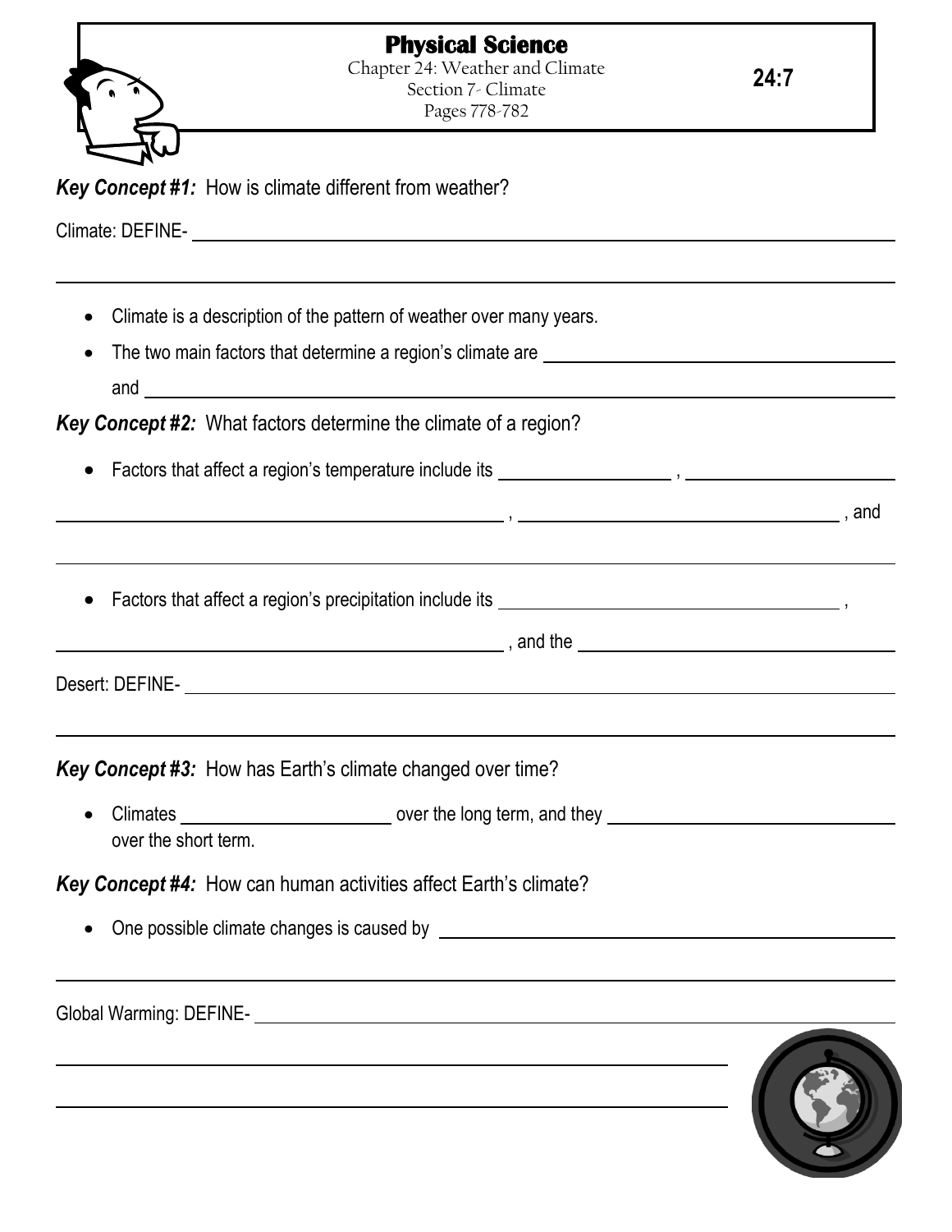# Physical Science

Chapter 24: Weather and Climate
Section 7- Climate
Pages 778-782

**24:7**

***Key Concept #1:*** How is climate different from weather?

Climate: DEFINE- ______________________________________________________________

______________________________________________________________________________

- Climate is a description of the pattern of weather over many years.
- The two main factors that determine a region's climate are ______________________________ and ______________________________

***Key Concept #2:*** What factors determine the climate of a region?

- Factors that affect a region's temperature include its ______________ , ______________ , ______________ , ______________ , and ______________
- Factors that affect a region's precipitation include its ______________ , ______________ , and the ______________

Desert: DEFINE- ______________________________________________________________

______________________________________________________________________________

***Key Concept #3:*** How has Earth's climate changed over time?

- Climates ______________ over the long term, and they ______________ over the short term.

***Key Concept #4:*** How can human activities affect Earth's climate?

- One possible climate changes is caused by ______________________________

______________________________________________________________________________

Global Warming: DEFINE- ______________________________________________________

______________________________________________________________________________

______________________________________________________________________________